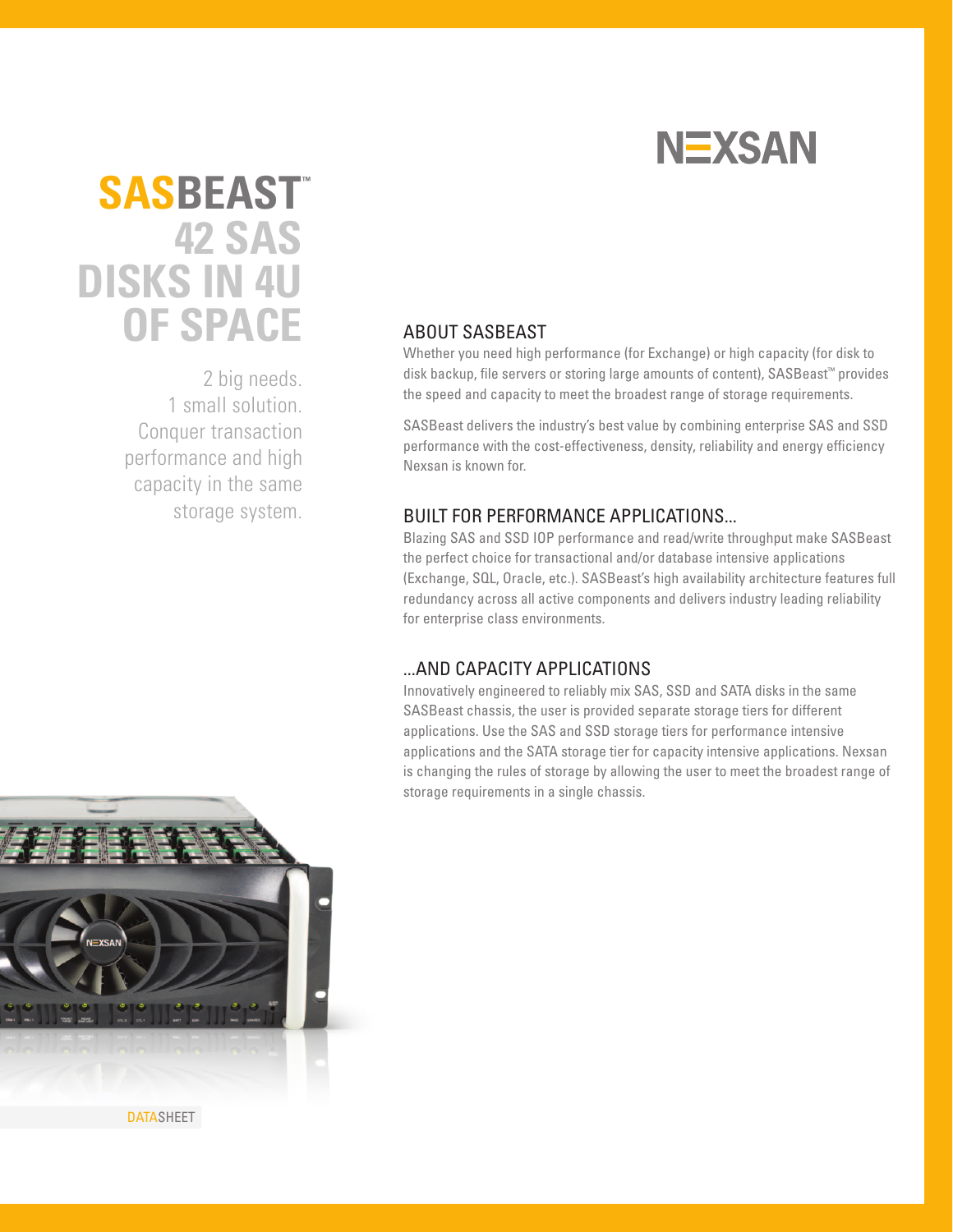NEXSAN

# SASBEAST™ 42 SAS DISKS IN 4U OF SPACE

2 big needs.
1 small solution.
Conquer transaction performance and high capacity in the same storage system.

## ABOUT SASBEAST

Whether you need high performance (for Exchange) or high capacity (for disk to disk backup, file servers or storing large amounts of content), SASBeast™ provides the speed and capacity to meet the broadest range of storage requirements.

SASBeast delivers the industry's best value by combining enterprise SAS and SSD performance with the cost-effectiveness, density, reliability and energy efficiency Nexsan is known for.

## BUILT FOR PERFORMANCE APPLICATIONS...

Blazing SAS and SSD IOP performance and read/write throughput make SASBeast the perfect choice for transactional and/or database intensive applications (Exchange, SQL, Oracle, etc.). SASBeast's high availability architecture features full redundancy across all active components and delivers industry leading reliability for enterprise class environments.

## ...AND CAPACITY APPLICATIONS

Innovatively engineered to reliably mix SAS, SSD and SATA disks in the same SASBeast chassis, the user is provided separate storage tiers for different applications. Use the SAS and SSD storage tiers for performance intensive applications and the SATA storage tier for capacity intensive applications. Nexsan is changing the rules of storage by allowing the user to meet the broadest range of storage requirements in a single chassis.

DATASHEET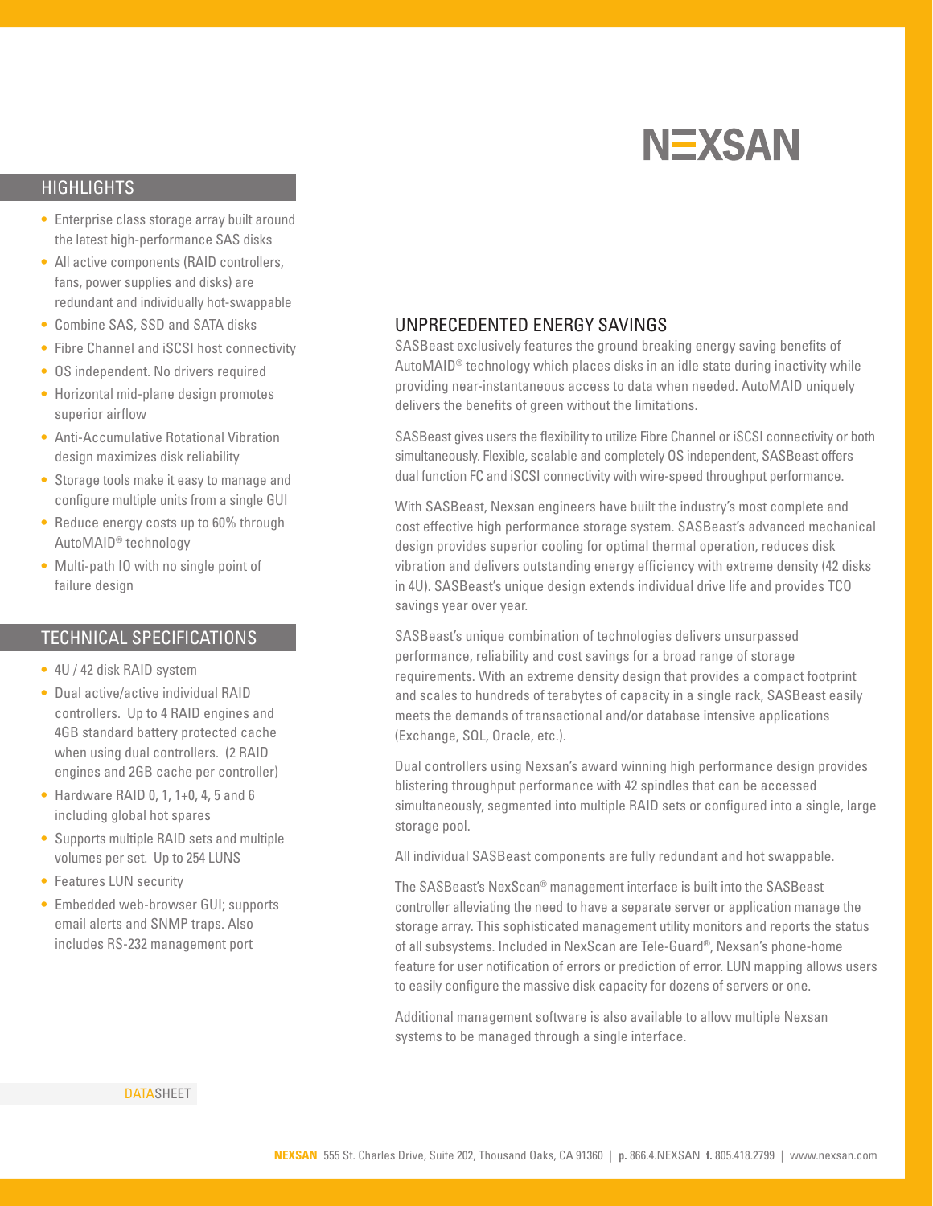NEXSAN

## HIGHLIGHTS

- Enterprise class storage array built around the latest high-performance SAS disks
- All active components (RAID controllers, fans, power supplies and disks) are redundant and individually hot-swappable
- Combine SAS, SSD and SATA disks
- Fibre Channel and iSCSI host connectivity
- OS independent. No drivers required
- Horizontal mid-plane design promotes superior airflow
- Anti-Accumulative Rotational Vibration design maximizes disk reliability
- Storage tools make it easy to manage and configure multiple units from a single GUI
- Reduce energy costs up to 60% through AutoMAID® technology
- Multi-path IO with no single point of failure design

## TECHNICAL SPECIFICATIONS

- 4U / 42 disk RAID system
- Dual active/active individual RAID controllers. Up to 4 RAID engines and 4GB standard battery protected cache when using dual controllers. (2 RAID engines and 2GB cache per controller)
- Hardware RAID 0, 1, 1+0, 4, 5 and 6 including global hot spares
- Supports multiple RAID sets and multiple volumes per set. Up to 254 LUNS
- Features LUN security
- Embedded web-browser GUI; supports email alerts and SNMP traps. Also includes RS-232 management port

## UNPRECEDENTED ENERGY SAVINGS

SASBeast exclusively features the ground breaking energy saving benefits of AutoMAID® technology which places disks in an idle state during inactivity while providing near-instantaneous access to data when needed. AutoMAID uniquely delivers the benefits of green without the limitations.

SASBeast gives users the flexibility to utilize Fibre Channel or iSCSI connectivity or both simultaneously. Flexible, scalable and completely OS independent, SASBeast offers dual function FC and iSCSI connectivity with wire-speed throughput performance.

With SASBeast, Nexsan engineers have built the industry's most complete and cost effective high performance storage system. SASBeast's advanced mechanical design provides superior cooling for optimal thermal operation, reduces disk vibration and delivers outstanding energy efficiency with extreme density (42 disks in 4U). SASBeast's unique design extends individual drive life and provides TCO savings year over year.

SASBeast's unique combination of technologies delivers unsurpassed performance, reliability and cost savings for a broad range of storage requirements. With an extreme density design that provides a compact footprint and scales to hundreds of terabytes of capacity in a single rack, SASBeast easily meets the demands of transactional and/or database intensive applications (Exchange, SQL, Oracle, etc.).

Dual controllers using Nexsan's award winning high performance design provides blistering throughput performance with 42 spindles that can be accessed simultaneously, segmented into multiple RAID sets or configured into a single, large storage pool.

All individual SASBeast components are fully redundant and hot swappable.

The SASBeast's NexScan® management interface is built into the SASBeast controller alleviating the need to have a separate server or application manage the storage array. This sophisticated management utility monitors and reports the status of all subsystems. Included in NexScan are Tele-Guard®, Nexsan's phone-home feature for user notification of errors or prediction of error. LUN mapping allows users to easily configure the massive disk capacity for dozens of servers or one.

Additional management software is also available to allow multiple Nexsan systems to be managed through a single interface.

DATASHEET

NEXSAN 555 St. Charles Drive, Suite 202, Thousand Oaks, CA 91360 | p. 866.4.NEXSAN f. 805.418.2799 | www.nexsan.com